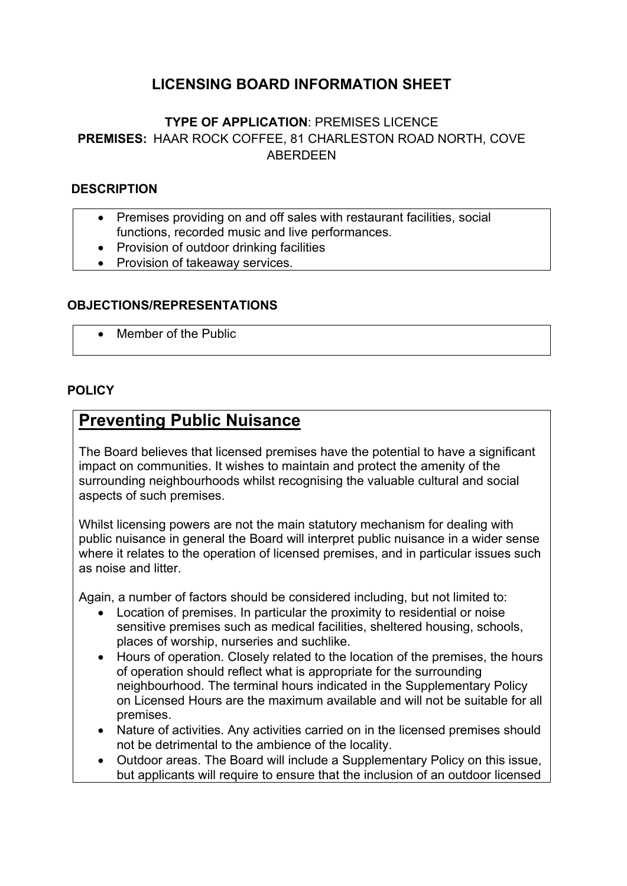# LICENSING BOARD INFORMATION SHEET

**TYPE OF APPLICATION**: PREMISES LICENCE
**PREMISES:** HAAR ROCK COFFEE, 81 CHARLESTON ROAD NORTH, COVE ABERDEEN

## DESCRIPTION

- Premises providing on and off sales with restaurant facilities, social functions, recorded music and live performances.
- Provision of outdoor drinking facilities
- Provision of takeaway services.

## OBJECTIONS/REPRESENTATIONS

- Member of the Public

## POLICY

### Preventing Public Nuisance

The Board believes that licensed premises have the potential to have a significant impact on communities. It wishes to maintain and protect the amenity of the surrounding neighbourhoods whilst recognising the valuable cultural and social aspects of such premises.

Whilst licensing powers are not the main statutory mechanism for dealing with public nuisance in general the Board will interpret public nuisance in a wider sense where it relates to the operation of licensed premises, and in particular issues such as noise and litter.

Again, a number of factors should be considered including, but not limited to:

- Location of premises. In particular the proximity to residential or noise sensitive premises such as medical facilities, sheltered housing, schools, places of worship, nurseries and suchlike.
- Hours of operation. Closely related to the location of the premises, the hours of operation should reflect what is appropriate for the surrounding neighbourhood. The terminal hours indicated in the Supplementary Policy on Licensed Hours are the maximum available and will not be suitable for all premises.
- Nature of activities. Any activities carried on in the licensed premises should not be detrimental to the ambience of the locality.
- Outdoor areas. The Board will include a Supplementary Policy on this issue, but applicants will require to ensure that the inclusion of an outdoor licensed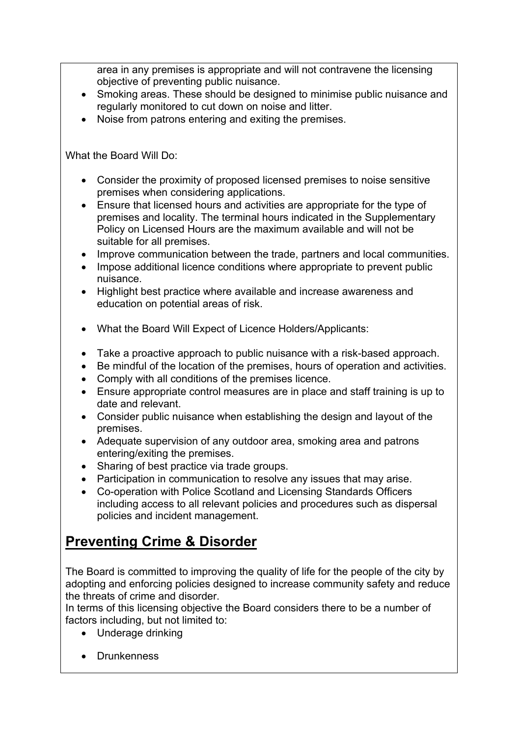area in any premises is appropriate and will not contravene the licensing objective of preventing public nuisance.

- Smoking areas. These should be designed to minimise public nuisance and regularly monitored to cut down on noise and litter.
- Noise from patrons entering and exiting the premises.

What the Board Will Do:

- Consider the proximity of proposed licensed premises to noise sensitive premises when considering applications.
- Ensure that licensed hours and activities are appropriate for the type of premises and locality. The terminal hours indicated in the Supplementary Policy on Licensed Hours are the maximum available and will not be suitable for all premises.
- Improve communication between the trade, partners and local communities.
- Impose additional licence conditions where appropriate to prevent public nuisance.
- Highlight best practice where available and increase awareness and education on potential areas of risk.

- What the Board Will Expect of Licence Holders/Applicants:

- Take a proactive approach to public nuisance with a risk-based approach.
- Be mindful of the location of the premises, hours of operation and activities.
- Comply with all conditions of the premises licence.
- Ensure appropriate control measures are in place and staff training is up to date and relevant.
- Consider public nuisance when establishing the design and layout of the premises.
- Adequate supervision of any outdoor area, smoking area and patrons entering/exiting the premises.
- Sharing of best practice via trade groups.
- Participation in communication to resolve any issues that may arise.
- Co-operation with Police Scotland and Licensing Standards Officers including access to all relevant policies and procedures such as dispersal policies and incident management.

## Preventing Crime & Disorder

The Board is committed to improving the quality of life for the people of the city by adopting and enforcing policies designed to increase community safety and reduce the threats of crime and disorder.

In terms of this licensing objective the Board considers there to be a number of factors including, but not limited to:

- Underage drinking

- Drunkenness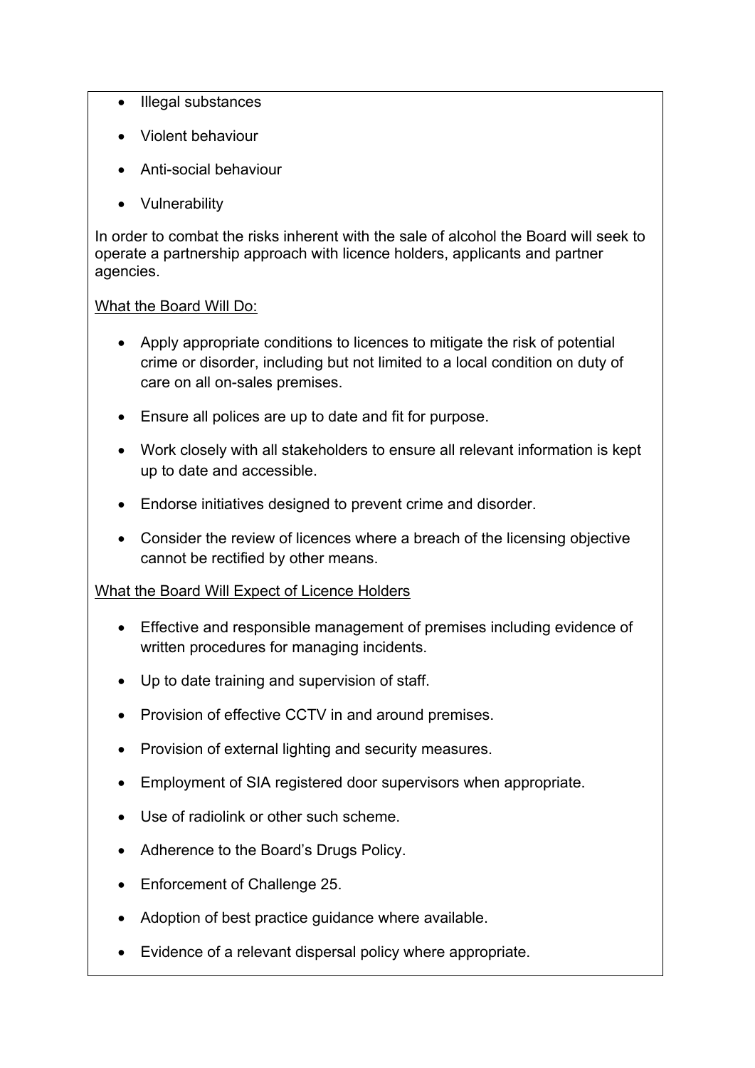- Illegal substances
- Violent behaviour
- Anti-social behaviour
- Vulnerability

In order to combat the risks inherent with the sale of alcohol the Board will seek to operate a partnership approach with licence holders, applicants and partner agencies.

<u>What the Board Will Do:</u>

- Apply appropriate conditions to licences to mitigate the risk of potential crime or disorder, including but not limited to a local condition on duty of care on all on-sales premises.
- Ensure all polices are up to date and fit for purpose.
- Work closely with all stakeholders to ensure all relevant information is kept up to date and accessible.
- Endorse initiatives designed to prevent crime and disorder.
- Consider the review of licences where a breach of the licensing objective cannot be rectified by other means.

<u>What the Board Will Expect of Licence Holders</u>

- Effective and responsible management of premises including evidence of written procedures for managing incidents.
- Up to date training and supervision of staff.
- Provision of effective CCTV in and around premises.
- Provision of external lighting and security measures.
- Employment of SIA registered door supervisors when appropriate.
- Use of radiolink or other such scheme.
- Adherence to the Board's Drugs Policy.
- Enforcement of Challenge 25.
- Adoption of best practice guidance where available.
- Evidence of a relevant dispersal policy where appropriate.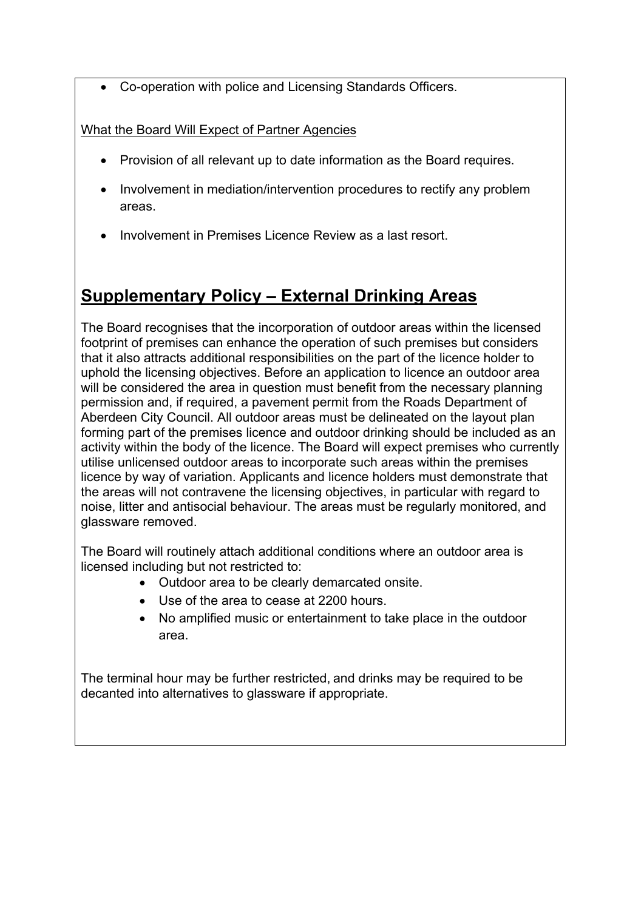- Co-operation with police and Licensing Standards Officers.

What the Board Will Expect of Partner Agencies

- Provision of all relevant up to date information as the Board requires.
- Involvement in mediation/intervention procedures to rectify any problem areas.
- Involvement in Premises Licence Review as a last resort.

## **Supplementary Policy – External Drinking Areas**

The Board recognises that the incorporation of outdoor areas within the licensed footprint of premises can enhance the operation of such premises but considers that it also attracts additional responsibilities on the part of the licence holder to uphold the licensing objectives. Before an application to licence an outdoor area will be considered the area in question must benefit from the necessary planning permission and, if required, a pavement permit from the Roads Department of Aberdeen City Council. All outdoor areas must be delineated on the layout plan forming part of the premises licence and outdoor drinking should be included as an activity within the body of the licence. The Board will expect premises who currently utilise unlicensed outdoor areas to incorporate such areas within the premises licence by way of variation. Applicants and licence holders must demonstrate that the areas will not contravene the licensing objectives, in particular with regard to noise, litter and antisocial behaviour. The areas must be regularly monitored, and glassware removed.

The Board will routinely attach additional conditions where an outdoor area is licensed including but not restricted to:

- Outdoor area to be clearly demarcated onsite.
- Use of the area to cease at 2200 hours.
- No amplified music or entertainment to take place in the outdoor area.

The terminal hour may be further restricted, and drinks may be required to be decanted into alternatives to glassware if appropriate.